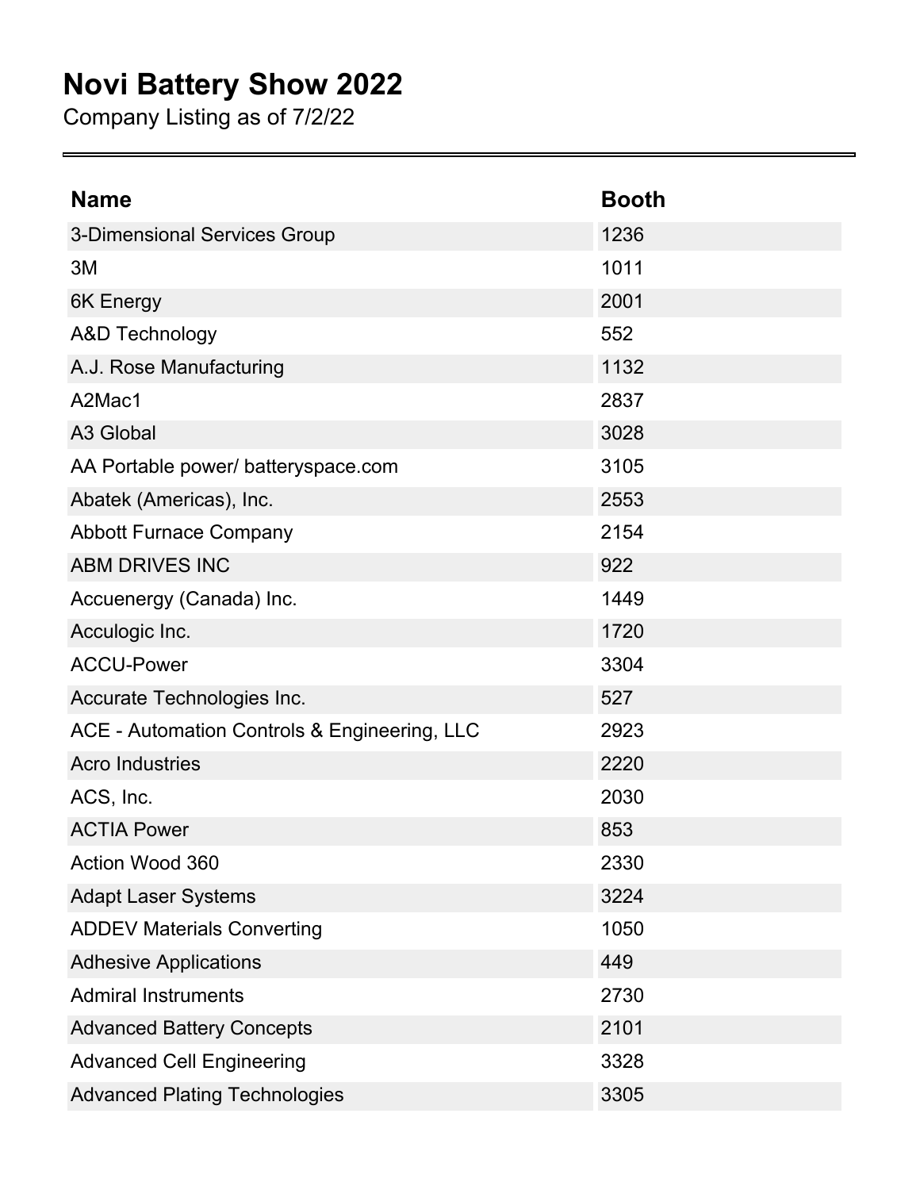# Novi Battery Show 2022

Company Listing as of 7/2/22

| Name | Booth |
| --- | --- |
| 3-Dimensional Services Group | 1236 |
| 3M | 1011 |
| 6K Energy | 2001 |
| A&D Technology | 552 |
| A.J. Rose Manufacturing | 1132 |
| A2Mac1 | 2837 |
| A3 Global | 3028 |
| AA Portable power/ batteryspace.com | 3105 |
| Abatek (Americas), Inc. | 2553 |
| Abbott Furnace Company | 2154 |
| ABM DRIVES INC | 922 |
| Accuenergy (Canada) Inc. | 1449 |
| Acculogic Inc. | 1720 |
| ACCU-Power | 3304 |
| Accurate Technologies Inc. | 527 |
| ACE - Automation Controls & Engineering, LLC | 2923 |
| Acro Industries | 2220 |
| ACS, Inc. | 2030 |
| ACTIA Power | 853 |
| Action Wood 360 | 2330 |
| Adapt Laser Systems | 3224 |
| ADDEV Materials Converting | 1050 |
| Adhesive Applications | 449 |
| Admiral Instruments | 2730 |
| Advanced Battery Concepts | 2101 |
| Advanced Cell Engineering | 3328 |
| Advanced Plating Technologies | 3305 |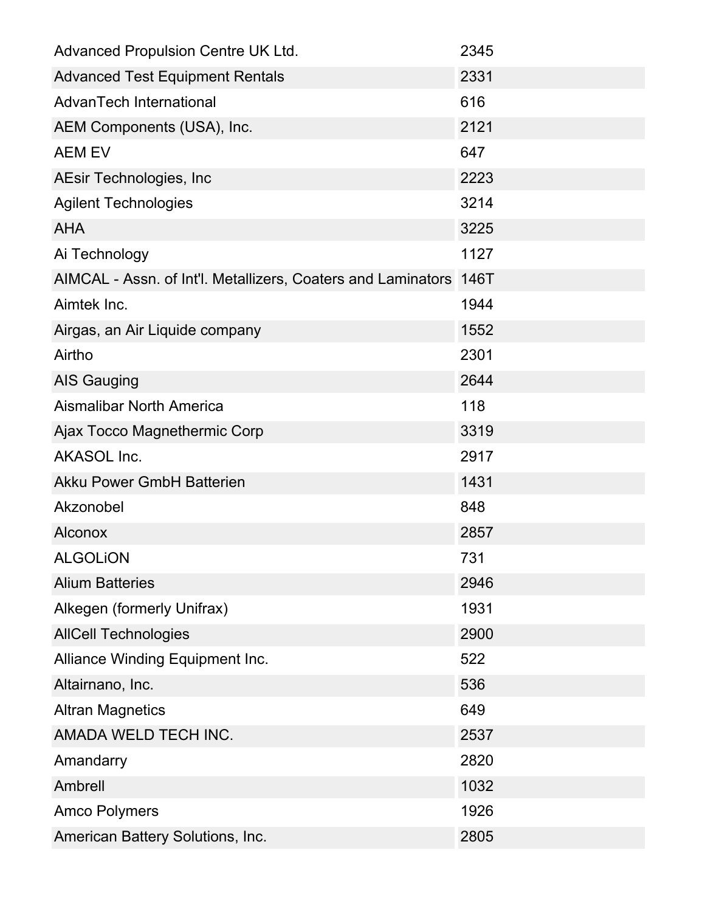| | |
|---|---|
| Advanced Propulsion Centre UK Ltd. | 2345 |
| Advanced Test Equipment Rentals | 2331 |
| AdvanTech International | 616 |
| AEM Components (USA), Inc. | 2121 |
| AEM EV | 647 |
| AEsir Technologies, Inc | 2223 |
| Agilent Technologies | 3214 |
| AHA | 3225 |
| Ai Technology | 1127 |
| AIMCAL - Assn. of Int'l. Metallizers, Coaters and Laminators | 146T |
| Aimtek Inc. | 1944 |
| Airgas, an Air Liquide company | 1552 |
| Airtho | 2301 |
| AIS Gauging | 2644 |
| Aismalibar North America | 118 |
| Ajax Tocco Magnethermic Corp | 3319 |
| AKASOL Inc. | 2917 |
| Akku Power GmbH Batterien | 1431 |
| Akzonobel | 848 |
| Alconox | 2857 |
| ALGOLiON | 731 |
| Alium Batteries | 2946 |
| Alkegen (formerly Unifrax) | 1931 |
| AllCell Technologies | 2900 |
| Alliance Winding Equipment Inc. | 522 |
| Altairnano, Inc. | 536 |
| Altran Magnetics | 649 |
| AMADA WELD TECH INC. | 2537 |
| Amandarry | 2820 |
| Ambrell | 1032 |
| Amco Polymers | 1926 |
| American Battery Solutions, Inc. | 2805 |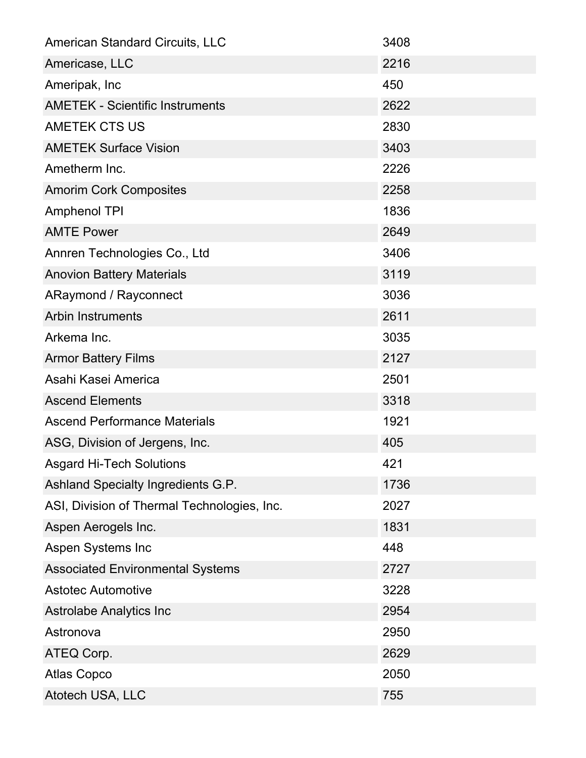| | |
|---|---|
| American Standard Circuits, LLC | 3408 |
| Americase, LLC | 2216 |
| Ameripak, Inc | 450 |
| AMETEK - Scientific Instruments | 2622 |
| AMETEK CTS US | 2830 |
| AMETEK Surface Vision | 3403 |
| Ametherm Inc. | 2226 |
| Amorim Cork Composites | 2258 |
| Amphenol TPI | 1836 |
| AMTE Power | 2649 |
| Annren Technologies Co., Ltd | 3406 |
| Anovion Battery Materials | 3119 |
| ARaymond / Rayconnect | 3036 |
| Arbin Instruments | 2611 |
| Arkema Inc. | 3035 |
| Armor Battery Films | 2127 |
| Asahi Kasei America | 2501 |
| Ascend Elements | 3318 |
| Ascend Performance Materials | 1921 |
| ASG, Division of Jergens, Inc. | 405 |
| Asgard Hi-Tech Solutions | 421 |
| Ashland Specialty Ingredients G.P. | 1736 |
| ASI, Division of Thermal Technologies, Inc. | 2027 |
| Aspen Aerogels Inc. | 1831 |
| Aspen Systems Inc | 448 |
| Associated Environmental Systems | 2727 |
| Astotec Automotive | 3228 |
| Astrolabe Analytics Inc | 2954 |
| Astronova | 2950 |
| ATEQ Corp. | 2629 |
| Atlas Copco | 2050 |
| Atotech USA, LLC | 755 |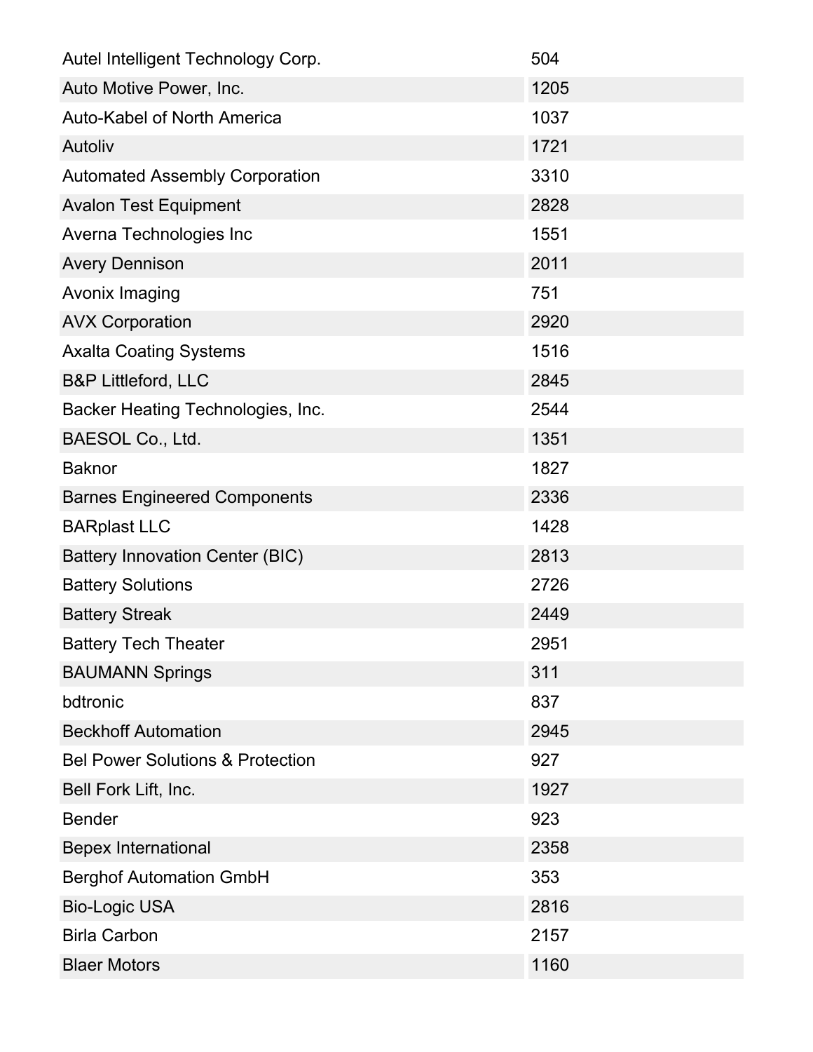| | |
|---|---|
| Autel Intelligent Technology Corp. | 504 |
| Auto Motive Power, Inc. | 1205 |
| Auto-Kabel of North America | 1037 |
| Autoliv | 1721 |
| Automated Assembly Corporation | 3310 |
| Avalon Test Equipment | 2828 |
| Averna Technologies Inc | 1551 |
| Avery Dennison | 2011 |
| Avonix Imaging | 751 |
| AVX Corporation | 2920 |
| Axalta Coating Systems | 1516 |
| B&P Littleford, LLC | 2845 |
| Backer Heating Technologies, Inc. | 2544 |
| BAESOL Co., Ltd. | 1351 |
| Baknor | 1827 |
| Barnes Engineered Components | 2336 |
| BARplast LLC | 1428 |
| Battery Innovation Center (BIC) | 2813 |
| Battery Solutions | 2726 |
| Battery Streak | 2449 |
| Battery Tech Theater | 2951 |
| BAUMANN Springs | 311 |
| bdtronic | 837 |
| Beckhoff Automation | 2945 |
| Bel Power Solutions & Protection | 927 |
| Bell Fork Lift, Inc. | 1927 |
| Bender | 923 |
| Bepex International | 2358 |
| Berghof Automation GmbH | 353 |
| Bio-Logic USA | 2816 |
| Birla Carbon | 2157 |
| Blaer Motors | 1160 |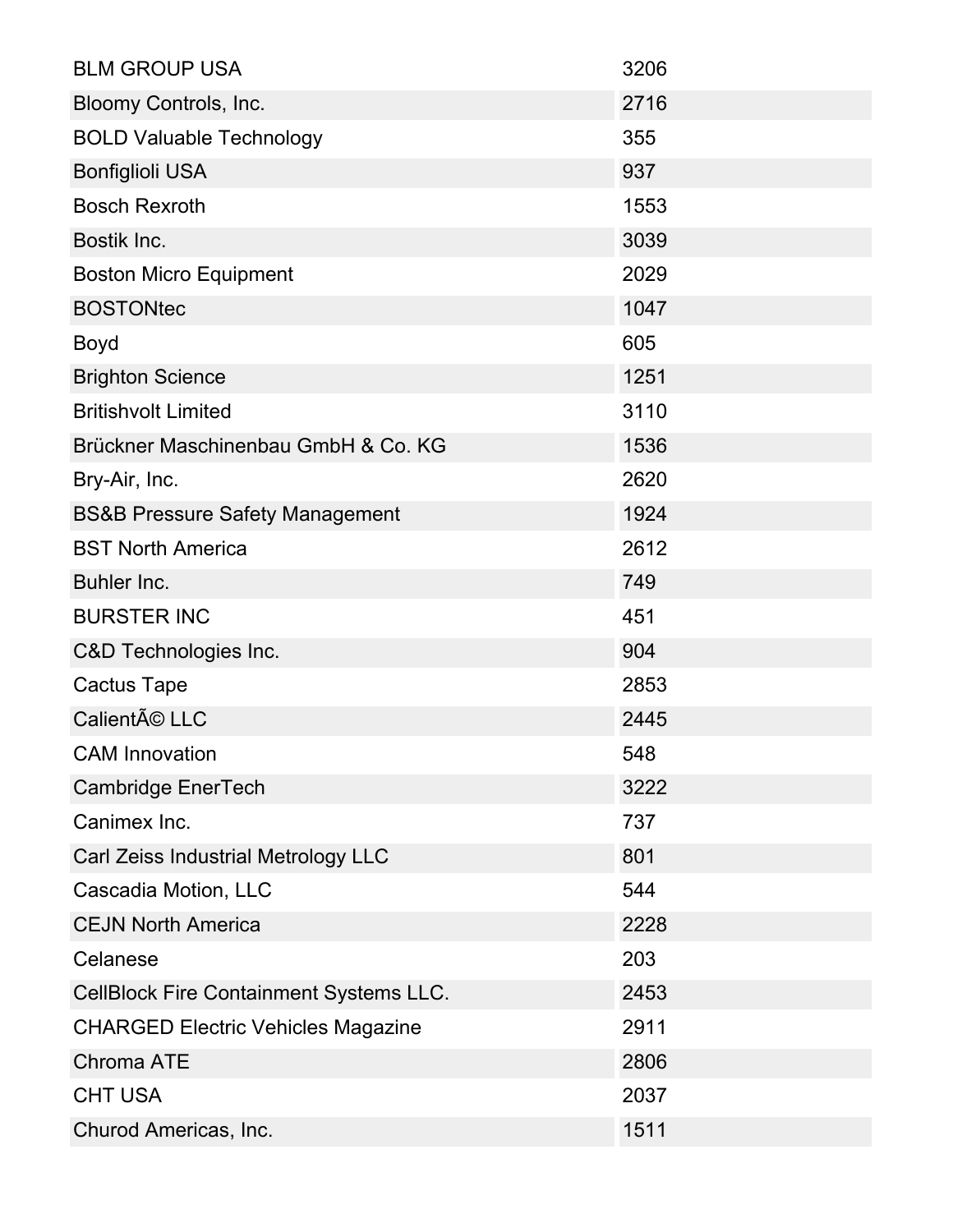| | |
|---|---|
| BLM GROUP USA | 3206 |
| Bloomy Controls, Inc. | 2716 |
| BOLD Valuable Technology | 355 |
| Bonfiglioli USA | 937 |
| Bosch Rexroth | 1553 |
| Bostik Inc. | 3039 |
| Boston Micro Equipment | 2029 |
| BOSTONtec | 1047 |
| Boyd | 605 |
| Brighton Science | 1251 |
| Britishvolt Limited | 3110 |
| Brückner Maschinenbau GmbH & Co. KG | 1536 |
| Bry-Air, Inc. | 2620 |
| BS&B Pressure Safety Management | 1924 |
| BST North America | 2612 |
| Buhler Inc. | 749 |
| BURSTER INC | 451 |
| C&D Technologies Inc. | 904 |
| Cactus Tape | 2853 |
| CalientÃ© LLC | 2445 |
| CAM Innovation | 548 |
| Cambridge EnerTech | 3222 |
| Canimex Inc. | 737 |
| Carl Zeiss Industrial Metrology LLC | 801 |
| Cascadia Motion, LLC | 544 |
| CEJN North America | 2228 |
| Celanese | 203 |
| CellBlock Fire Containment Systems LLC. | 2453 |
| CHARGED Electric Vehicles Magazine | 2911 |
| Chroma ATE | 2806 |
| CHT USA | 2037 |
| Churod Americas, Inc. | 1511 |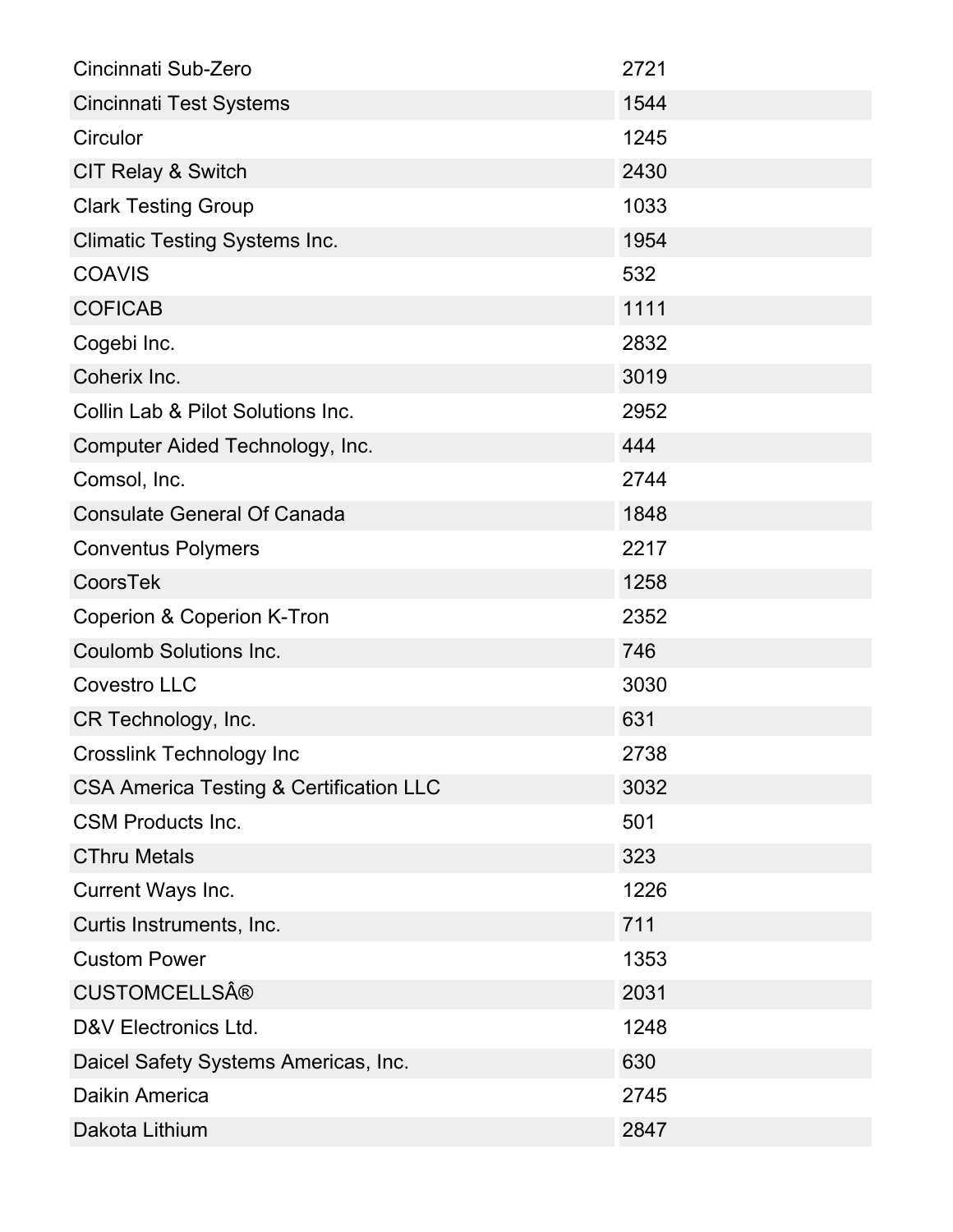| | |
|---|---|
| Cincinnati Sub-Zero | 2721 |
| Cincinnati Test Systems | 1544 |
| Circulor | 1245 |
| CIT Relay & Switch | 2430 |
| Clark Testing Group | 1033 |
| Climatic Testing Systems Inc. | 1954 |
| COAVIS | 532 |
| COFICAB | 1111 |
| Cogebi Inc. | 2832 |
| Coherix Inc. | 3019 |
| Collin Lab & Pilot Solutions Inc. | 2952 |
| Computer Aided Technology, Inc. | 444 |
| Comsol, Inc. | 2744 |
| Consulate General Of Canada | 1848 |
| Conventus Polymers | 2217 |
| CoorsTek | 1258 |
| Coperion & Coperion K-Tron | 2352 |
| Coulomb Solutions Inc. | 746 |
| Covestro LLC | 3030 |
| CR Technology, Inc. | 631 |
| Crosslink Technology Inc | 2738 |
| CSA America Testing & Certification LLC | 3032 |
| CSM Products Inc. | 501 |
| CThru Metals | 323 |
| Current Ways Inc. | 1226 |
| Curtis Instruments, Inc. | 711 |
| Custom Power | 1353 |
| CUSTOMCELLSÂ® | 2031 |
| D&V Electronics Ltd. | 1248 |
| Daicel Safety Systems Americas, Inc. | 630 |
| Daikin America | 2745 |
| Dakota Lithium | 2847 |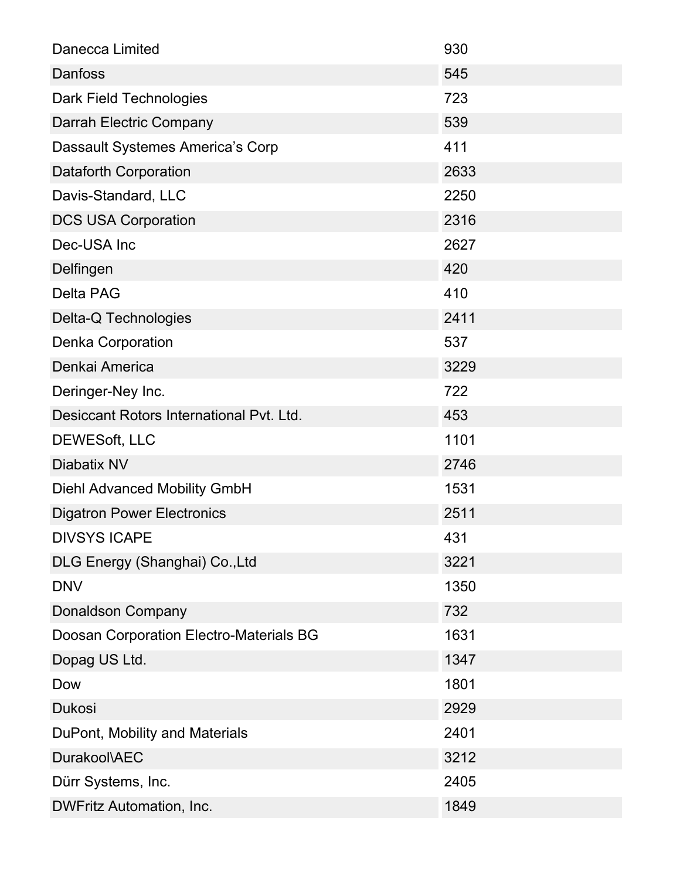| | |
|---|---|
| Danecca Limited | 930 |
| Danfoss | 545 |
| Dark Field Technologies | 723 |
| Darrah Electric Company | 539 |
| Dassault Systemes America’s Corp | 411 |
| Dataforth Corporation | 2633 |
| Davis-Standard, LLC | 2250 |
| DCS USA Corporation | 2316 |
| Dec-USA Inc | 2627 |
| Delfingen | 420 |
| Delta PAG | 410 |
| Delta-Q Technologies | 2411 |
| Denka Corporation | 537 |
| Denkai America | 3229 |
| Deringer-Ney Inc. | 722 |
| Desiccant Rotors International Pvt. Ltd. | 453 |
| DEWESoft, LLC | 1101 |
| Diabatix NV | 2746 |
| Diehl Advanced Mobility GmbH | 1531 |
| Digatron Power Electronics | 2511 |
| DIVSYS ICAPE | 431 |
| DLG Energy (Shanghai) Co.,Ltd | 3221 |
| DNV | 1350 |
| Donaldson Company | 732 |
| Doosan Corporation Electro-Materials BG | 1631 |
| Dopag US Ltd. | 1347 |
| Dow | 1801 |
| Dukosi | 2929 |
| DuPont, Mobility and Materials | 2401 |
| Durakool\AEC | 3212 |
| Dürr Systems, Inc. | 2405 |
| DWFritz Automation, Inc. | 1849 |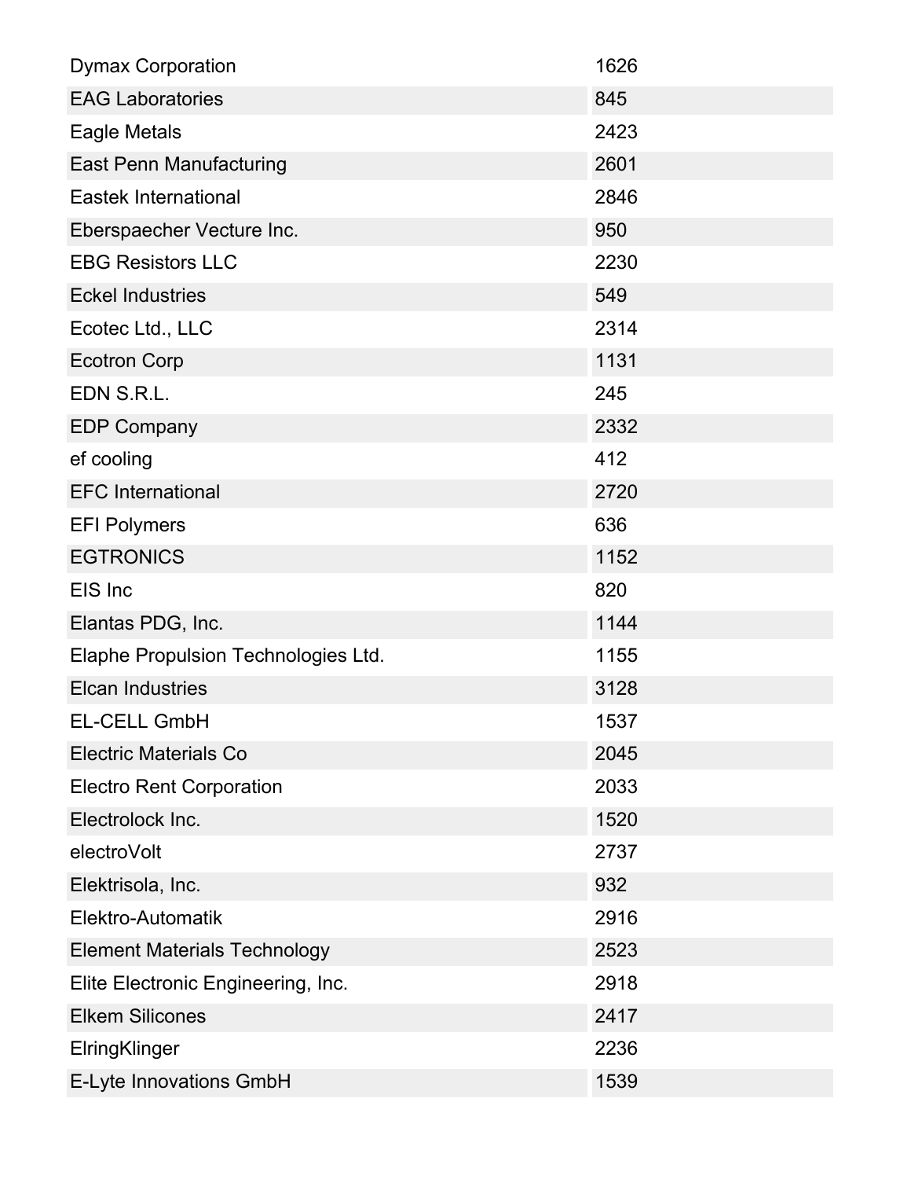| | |
|---|---|
| Dymax Corporation | 1626 |
| EAG Laboratories | 845 |
| Eagle Metals | 2423 |
| East Penn Manufacturing | 2601 |
| Eastek International | 2846 |
| Eberspaecher Vecture Inc. | 950 |
| EBG Resistors LLC | 2230 |
| Eckel Industries | 549 |
| Ecotec Ltd., LLC | 2314 |
| Ecotron Corp | 1131 |
| EDN S.R.L. | 245 |
| EDP Company | 2332 |
| ef cooling | 412 |
| EFC International | 2720 |
| EFI Polymers | 636 |
| EGTRONICS | 1152 |
| EIS Inc | 820 |
| Elantas PDG, Inc. | 1144 |
| Elaphe Propulsion Technologies Ltd. | 1155 |
| Elcan Industries | 3128 |
| EL-CELL GmbH | 1537 |
| Electric Materials Co | 2045 |
| Electro Rent Corporation | 2033 |
| Electrolock Inc. | 1520 |
| electroVolt | 2737 |
| Elektrisola, Inc. | 932 |
| Elektro-Automatik | 2916 |
| Element Materials Technology | 2523 |
| Elite Electronic Engineering, Inc. | 2918 |
| Elkem Silicones | 2417 |
| ElringKlinger | 2236 |
| E-Lyte Innovations GmbH | 1539 |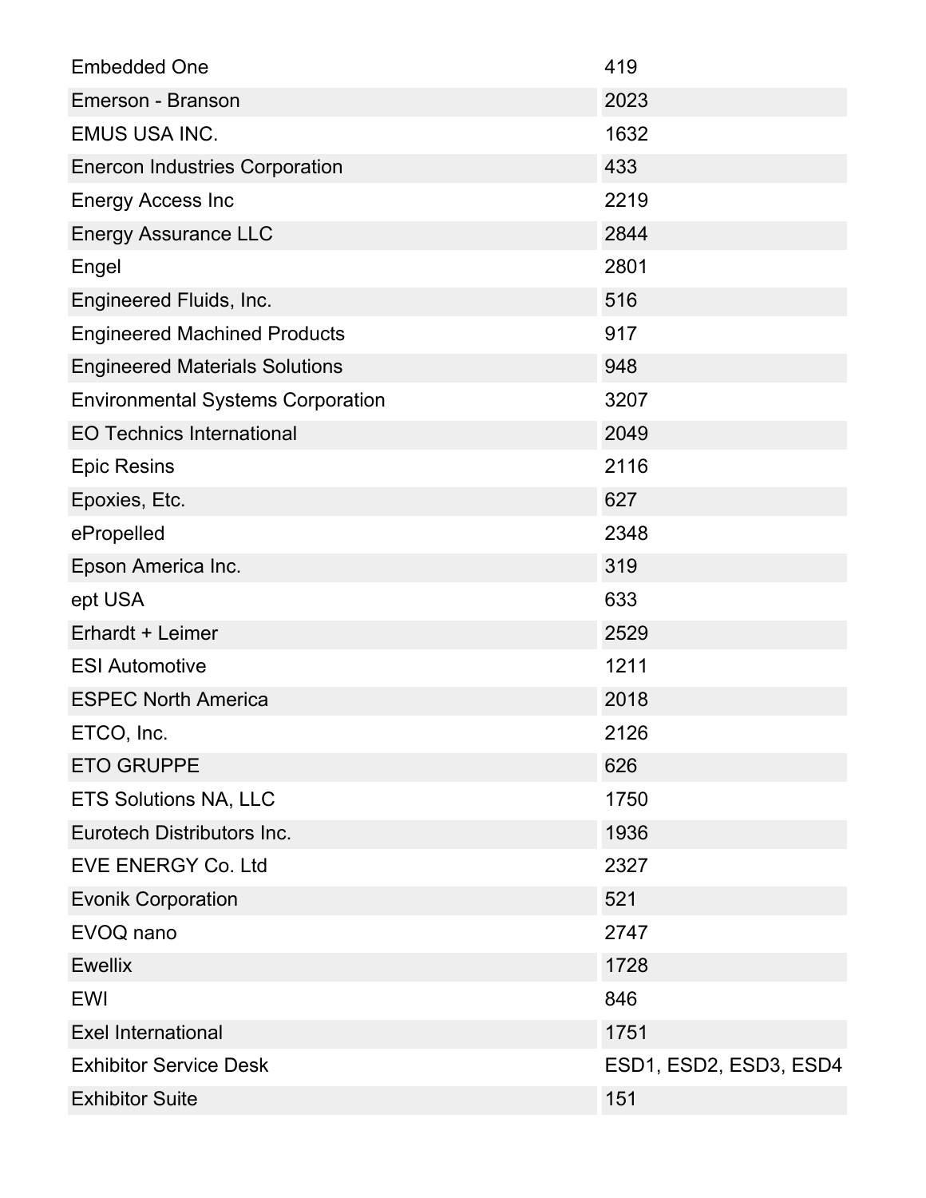| | |
|---|---|
| Embedded One | 419 |
| Emerson - Branson | 2023 |
| EMUS USA INC. | 1632 |
| Enercon Industries Corporation | 433 |
| Energy Access Inc | 2219 |
| Energy Assurance LLC | 2844 |
| Engel | 2801 |
| Engineered Fluids, Inc. | 516 |
| Engineered Machined Products | 917 |
| Engineered Materials Solutions | 948 |
| Environmental Systems Corporation | 3207 |
| EO Technics International | 2049 |
| Epic Resins | 2116 |
| Epoxies, Etc. | 627 |
| ePropelled | 2348 |
| Epson America Inc. | 319 |
| ept USA | 633 |
| Erhardt + Leimer | 2529 |
| ESI Automotive | 1211 |
| ESPEC North America | 2018 |
| ETCO, Inc. | 2126 |
| ETO GRUPPE | 626 |
| ETS Solutions NA, LLC | 1750 |
| Eurotech Distributors Inc. | 1936 |
| EVE ENERGY Co. Ltd | 2327 |
| Evonik Corporation | 521 |
| EVOQ nano | 2747 |
| Ewellix | 1728 |
| EWI | 846 |
| Exel International | 1751 |
| Exhibitor Service Desk | ESD1, ESD2, ESD3, ESD4 |
| Exhibitor Suite | 151 |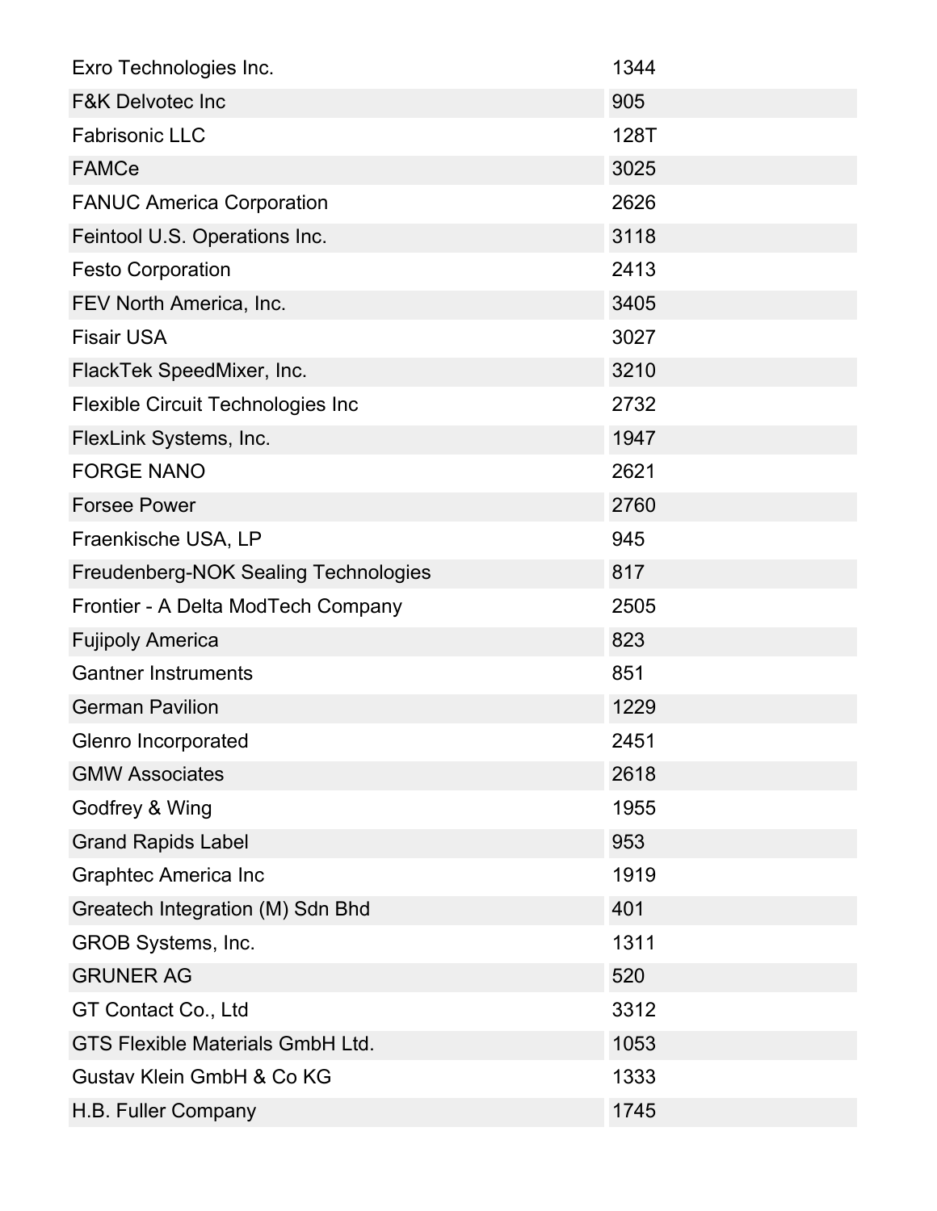| | |
|---|---|
| Exro Technologies Inc. | 1344 |
| F&K Delvotec Inc | 905 |
| Fabrisonic LLC | 128T |
| FAMCe | 3025 |
| FANUC America Corporation | 2626 |
| Feintool U.S. Operations Inc. | 3118 |
| Festo Corporation | 2413 |
| FEV North America, Inc. | 3405 |
| Fisair USA | 3027 |
| FlackTek SpeedMixer, Inc. | 3210 |
| Flexible Circuit Technologies Inc | 2732 |
| FlexLink Systems, Inc. | 1947 |
| FORGE NANO | 2621 |
| Forsee Power | 2760 |
| Fraenkische USA, LP | 945 |
| Freudenberg-NOK Sealing Technologies | 817 |
| Frontier - A Delta ModTech Company | 2505 |
| Fujipoly America | 823 |
| Gantner Instruments | 851 |
| German Pavilion | 1229 |
| Glenro Incorporated | 2451 |
| GMW Associates | 2618 |
| Godfrey & Wing | 1955 |
| Grand Rapids Label | 953 |
| Graphtec America Inc | 1919 |
| Greatech Integration (M) Sdn Bhd | 401 |
| GROB Systems, Inc. | 1311 |
| GRUNER AG | 520 |
| GT Contact Co., Ltd | 3312 |
| GTS Flexible Materials GmbH Ltd. | 1053 |
| Gustav Klein GmbH & Co KG | 1333 |
| H.B. Fuller Company | 1745 |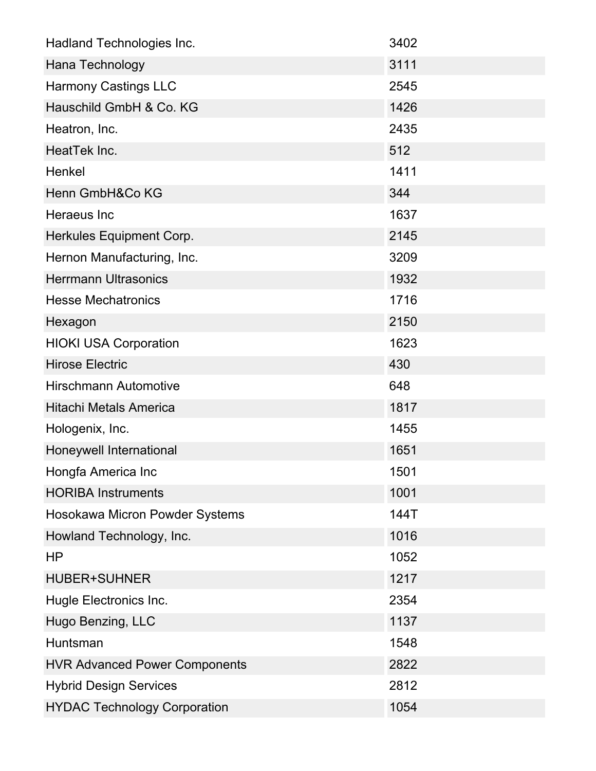| Hadland Technologies Inc. | 3402 |
| --- | --- |
| Hana Technology | 3111 |
| Harmony Castings LLC | 2545 |
| Hauschild GmbH & Co. KG | 1426 |
| Heatron, Inc. | 2435 |
| HeatTek Inc. | 512 |
| Henkel | 1411 |
| Henn GmbH&Co KG | 344 |
| Heraeus Inc | 1637 |
| Herkules Equipment Corp. | 2145 |
| Hernon Manufacturing, Inc. | 3209 |
| Herrmann Ultrasonics | 1932 |
| Hesse Mechatronics | 1716 |
| Hexagon | 2150 |
| HIOKI USA Corporation | 1623 |
| Hirose Electric | 430 |
| Hirschmann Automotive | 648 |
| Hitachi Metals America | 1817 |
| Hologenix, Inc. | 1455 |
| Honeywell International | 1651 |
| Hongfa America Inc | 1501 |
| HORIBA Instruments | 1001 |
| Hosokawa Micron Powder Systems | 144T |
| Howland Technology, Inc. | 1016 |
| HP | 1052 |
| HUBER+SUHNER | 1217 |
| Hugle Electronics Inc. | 2354 |
| Hugo Benzing, LLC | 1137 |
| Huntsman | 1548 |
| HVR Advanced Power Components | 2822 |
| Hybrid Design Services | 2812 |
| HYDAC Technology Corporation | 1054 |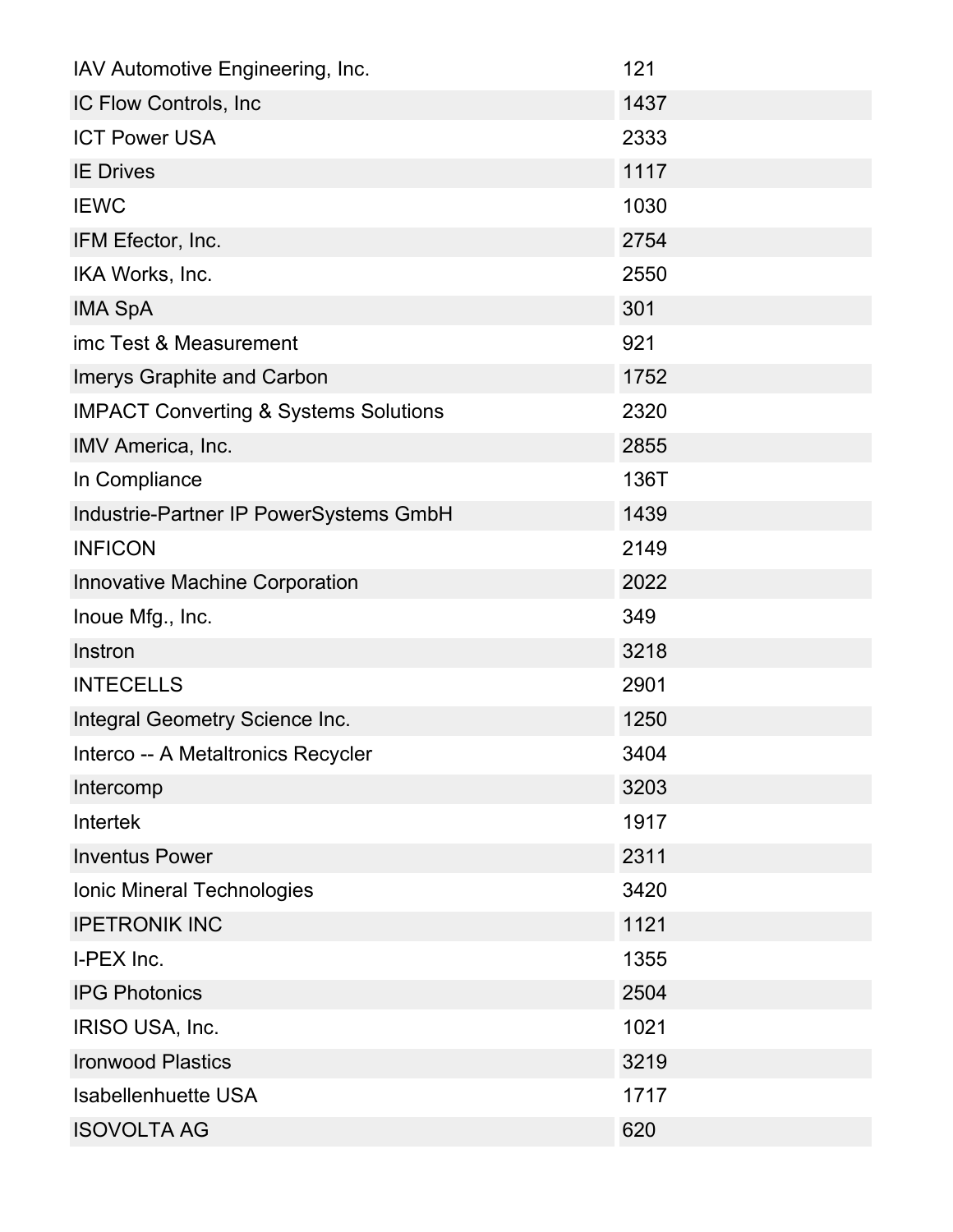| | |
|---|---|
| IAV Automotive Engineering, Inc. | 121 |
| IC Flow Controls, Inc | 1437 |
| ICT Power USA | 2333 |
| IE Drives | 1117 |
| IEWC | 1030 |
| IFM Efector, Inc. | 2754 |
| IKA Works, Inc. | 2550 |
| IMA SpA | 301 |
| imc Test & Measurement | 921 |
| Imerys Graphite and Carbon | 1752 |
| IMPACT Converting & Systems Solutions | 2320 |
| IMV America, Inc. | 2855 |
| In Compliance | 136T |
| Industrie-Partner IP PowerSystems GmbH | 1439 |
| INFICON | 2149 |
| Innovative Machine Corporation | 2022 |
| Inoue Mfg., Inc. | 349 |
| Instron | 3218 |
| INTECELLS | 2901 |
| Integral Geometry Science Inc. | 1250 |
| Interco -- A Metaltronics Recycler | 3404 |
| Intercomp | 3203 |
| Intertek | 1917 |
| Inventus Power | 2311 |
| Ionic Mineral Technologies | 3420 |
| IPETRONIK INC | 1121 |
| I-PEX Inc. | 1355 |
| IPG Photonics | 2504 |
| IRISO USA, Inc. | 1021 |
| Ironwood Plastics | 3219 |
| Isabellenhuette USA | 1717 |
| ISOVOLTA AG | 620 |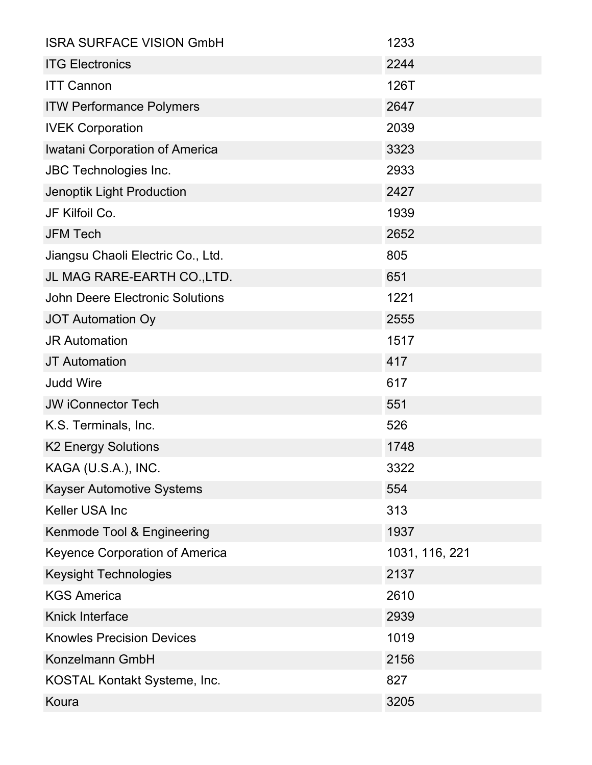| ISRA SURFACE VISION GmbH | 1233 |
|---|---|
| ITG Electronics | 2244 |
| ITT Cannon | 126T |
| ITW Performance Polymers | 2647 |
| IVEK Corporation | 2039 |
| Iwatani Corporation of America | 3323 |
| JBC Technologies Inc. | 2933 |
| Jenoptik Light Production | 2427 |
| JF Kilfoil Co. | 1939 |
| JFM Tech | 2652 |
| Jiangsu Chaoli Electric Co., Ltd. | 805 |
| JL MAG RARE-EARTH CO.,LTD. | 651 |
| John Deere Electronic Solutions | 1221 |
| JOT Automation Oy | 2555 |
| JR Automation | 1517 |
| JT Automation | 417 |
| Judd Wire | 617 |
| JW iConnector Tech | 551 |
| K.S. Terminals, Inc. | 526 |
| K2 Energy Solutions | 1748 |
| KAGA (U.S.A.), INC. | 3322 |
| Kayser Automotive Systems | 554 |
| Keller USA Inc | 313 |
| Kenmode Tool & Engineering | 1937 |
| Keyence Corporation of America | 1031, 116, 221 |
| Keysight Technologies | 2137 |
| KGS America | 2610 |
| Knick Interface | 2939 |
| Knowles Precision Devices | 1019 |
| Konzelmann GmbH | 2156 |
| KOSTAL Kontakt Systeme, Inc. | 827 |
| Koura | 3205 |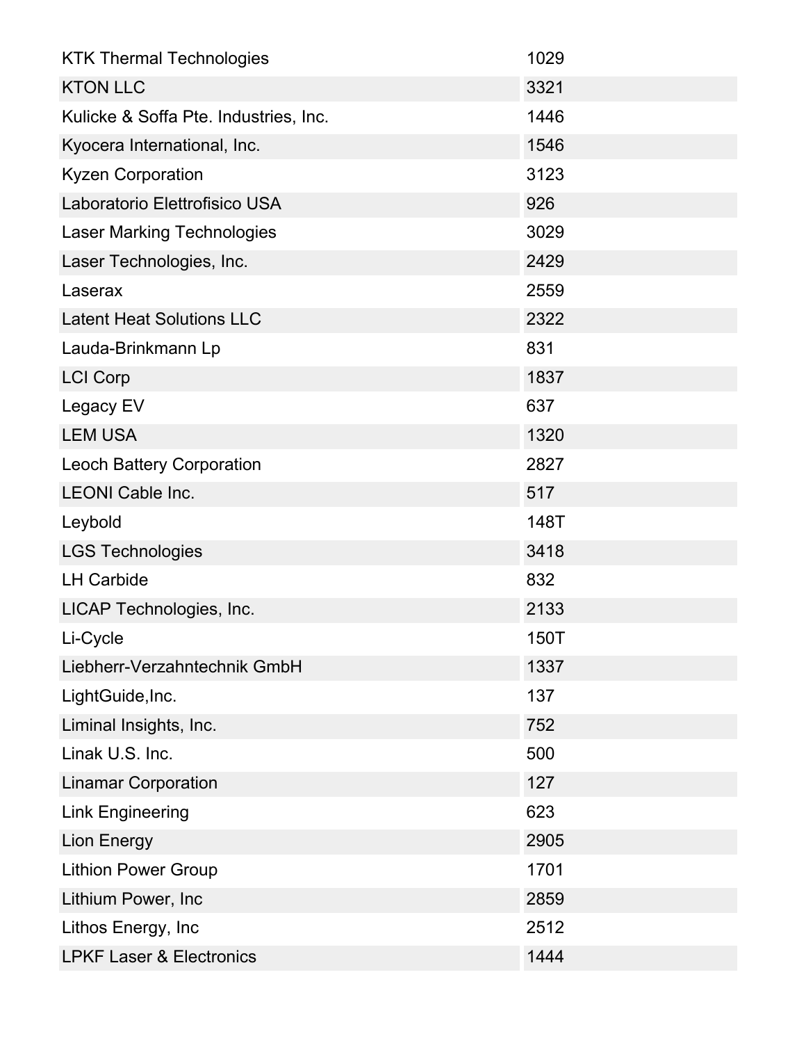| | |
|---|---|
| KTK Thermal Technologies | 1029 |
| KTON LLC | 3321 |
| Kulicke & Soffa Pte. Industries, Inc. | 1446 |
| Kyocera International, Inc. | 1546 |
| Kyzen Corporation | 3123 |
| Laboratorio Elettrofisico USA | 926 |
| Laser Marking Technologies | 3029 |
| Laser Technologies, Inc. | 2429 |
| Laserax | 2559 |
| Latent Heat Solutions LLC | 2322 |
| Lauda-Brinkmann Lp | 831 |
| LCI Corp | 1837 |
| Legacy EV | 637 |
| LEM USA | 1320 |
| Leoch Battery Corporation | 2827 |
| LEONI Cable Inc. | 517 |
| Leybold | 148T |
| LGS Technologies | 3418 |
| LH Carbide | 832 |
| LICAP Technologies, Inc. | 2133 |
| Li-Cycle | 150T |
| Liebherr-Verzahntechnik GmbH | 1337 |
| LightGuide,Inc. | 137 |
| Liminal Insights, Inc. | 752 |
| Linak U.S. Inc. | 500 |
| Linamar Corporation | 127 |
| Link Engineering | 623 |
| Lion Energy | 2905 |
| Lithion Power Group | 1701 |
| Lithium Power, Inc | 2859 |
| Lithos Energy, Inc | 2512 |
| LPKF Laser & Electronics | 1444 |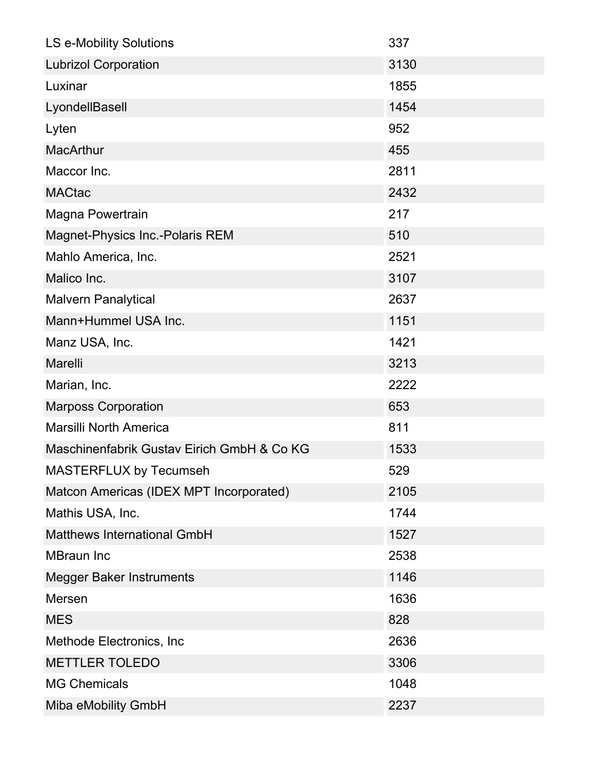| | |
|---|---|
| LS e-Mobility Solutions | 337 |
| Lubrizol Corporation | 3130 |
| Luxinar | 1855 |
| LyondellBasell | 1454 |
| Lyten | 952 |
| MacArthur | 455 |
| Maccor Inc. | 2811 |
| MACtac | 2432 |
| Magna Powertrain | 217 |
| Magnet-Physics Inc.-Polaris REM | 510 |
| Mahlo America, Inc. | 2521 |
| Malico Inc. | 3107 |
| Malvern Panalytical | 2637 |
| Mann+Hummel USA Inc. | 1151 |
| Manz USA, Inc. | 1421 |
| Marelli | 3213 |
| Marian, Inc. | 2222 |
| Marposs Corporation | 653 |
| Marsilli North America | 811 |
| Maschinenfabrik Gustav Eirich GmbH & Co KG | 1533 |
| MASTERFLUX by Tecumseh | 529 |
| Matcon Americas (IDEX MPT Incorporated) | 2105 |
| Mathis USA, Inc. | 1744 |
| Matthews International GmbH | 1527 |
| MBraun Inc | 2538 |
| Megger Baker Instruments | 1146 |
| Mersen | 1636 |
| MES | 828 |
| Methode Electronics, Inc | 2636 |
| METTLER TOLEDO | 3306 |
| MG Chemicals | 1048 |
| Miba eMobility GmbH | 2237 |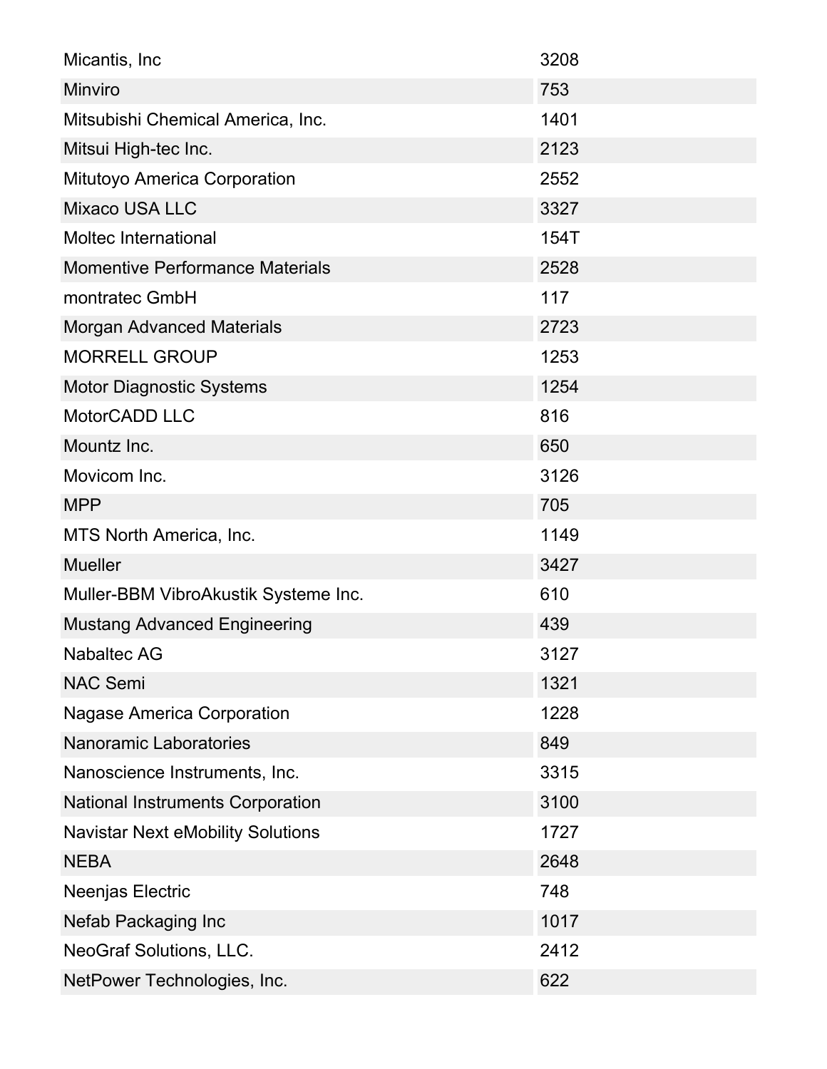| | |
|---|---|
| Micantis, Inc | 3208 |
| Minviro | 753 |
| Mitsubishi Chemical America, Inc. | 1401 |
| Mitsui High-tec Inc. | 2123 |
| Mitutoyo America Corporation | 2552 |
| Mixaco USA LLC | 3327 |
| Moltec International | 154T |
| Momentive Performance Materials | 2528 |
| montratec GmbH | 117 |
| Morgan Advanced Materials | 2723 |
| MORRELL GROUP | 1253 |
| Motor Diagnostic Systems | 1254 |
| MotorCADD LLC | 816 |
| Mountz Inc. | 650 |
| Movicom Inc. | 3126 |
| MPP | 705 |
| MTS North America, Inc. | 1149 |
| Mueller | 3427 |
| Muller-BBM VibroAkustik Systeme Inc. | 610 |
| Mustang Advanced Engineering | 439 |
| Nabaltec AG | 3127 |
| NAC Semi | 1321 |
| Nagase America Corporation | 1228 |
| Nanoramic Laboratories | 849 |
| Nanoscience Instruments, Inc. | 3315 |
| National Instruments Corporation | 3100 |
| Navistar Next eMobility Solutions | 1727 |
| NEBA | 2648 |
| Neenjas Electric | 748 |
| Nefab Packaging Inc | 1017 |
| NeoGraf Solutions, LLC. | 2412 |
| NetPower Technologies, Inc. | 622 |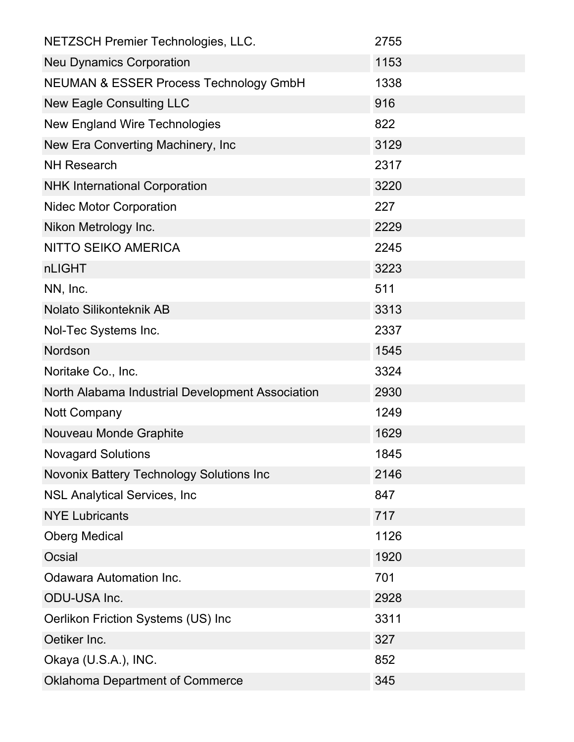| | |
|---|---|
| NETZSCH Premier Technologies, LLC. | 2755 |
| Neu Dynamics Corporation | 1153 |
| NEUMAN & ESSER Process Technology GmbH | 1338 |
| New Eagle Consulting LLC | 916 |
| New England Wire Technologies | 822 |
| New Era Converting Machinery, Inc | 3129 |
| NH Research | 2317 |
| NHK International Corporation | 3220 |
| Nidec Motor Corporation | 227 |
| Nikon Metrology Inc. | 2229 |
| NITTO SEIKO AMERICA | 2245 |
| nLIGHT | 3223 |
| NN, Inc. | 511 |
| Nolato Silikonteknik AB | 3313 |
| Nol-Tec Systems Inc. | 2337 |
| Nordson | 1545 |
| Noritake Co., Inc. | 3324 |
| North Alabama Industrial Development Association | 2930 |
| Nott Company | 1249 |
| Nouveau Monde Graphite | 1629 |
| Novagard Solutions | 1845 |
| Novonix Battery Technology Solutions Inc | 2146 |
| NSL Analytical Services, Inc | 847 |
| NYE Lubricants | 717 |
| Oberg Medical | 1126 |
| Ocsial | 1920 |
| Odawara Automation Inc. | 701 |
| ODU-USA Inc. | 2928 |
| Oerlikon Friction Systems (US) Inc | 3311 |
| Oetiker Inc. | 327 |
| Okaya (U.S.A.), INC. | 852 |
| Oklahoma Department of Commerce | 345 |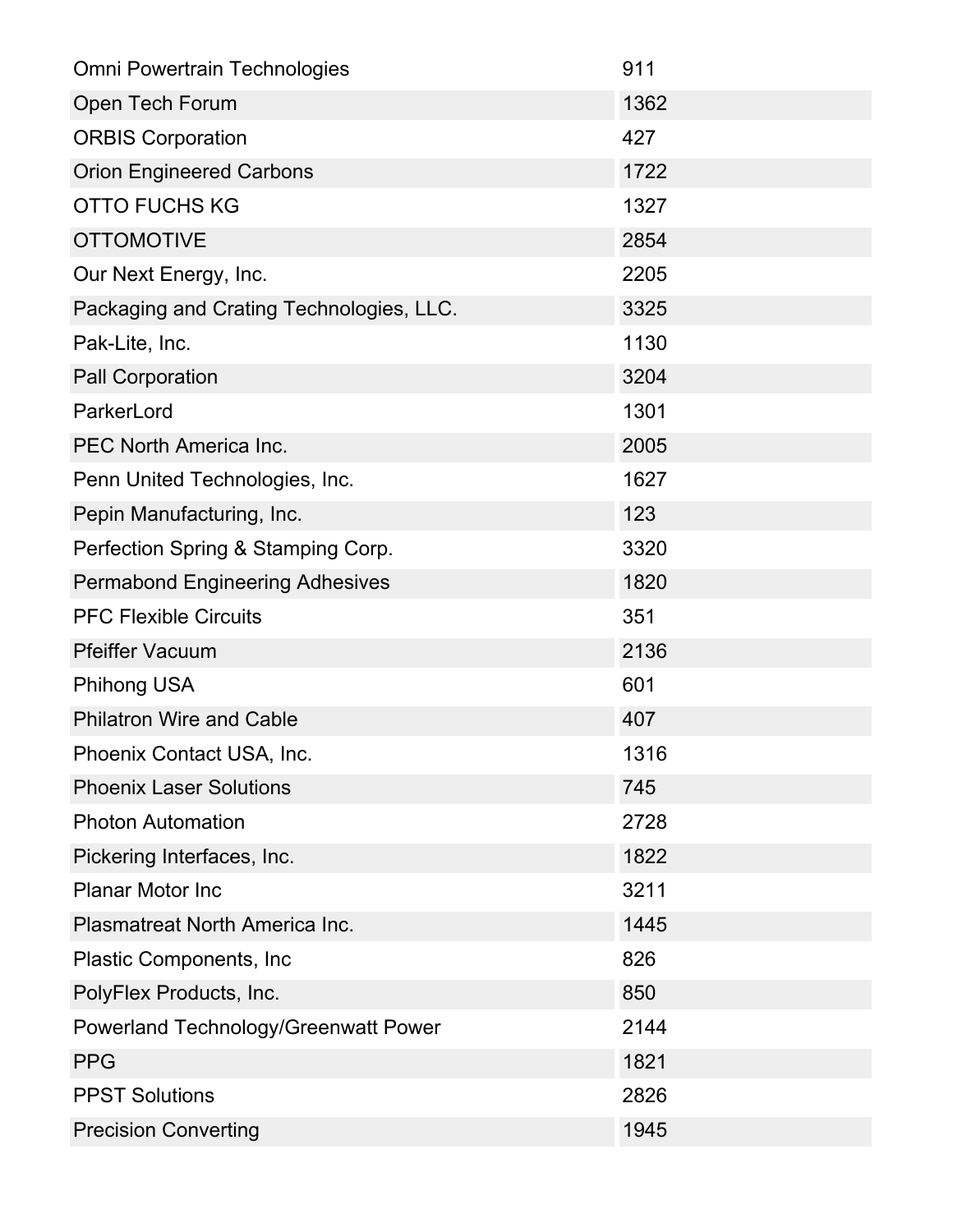| | |
|---|---|
| Omni Powertrain Technologies | 911 |
| Open Tech Forum | 1362 |
| ORBIS Corporation | 427 |
| Orion Engineered Carbons | 1722 |
| OTTO FUCHS KG | 1327 |
| OTTOMOTIVE | 2854 |
| Our Next Energy, Inc. | 2205 |
| Packaging and Crating Technologies, LLC. | 3325 |
| Pak-Lite, Inc. | 1130 |
| Pall Corporation | 3204 |
| ParkerLord | 1301 |
| PEC North America Inc. | 2005 |
| Penn United Technologies, Inc. | 1627 |
| Pepin Manufacturing, Inc. | 123 |
| Perfection Spring & Stamping Corp. | 3320 |
| Permabond Engineering Adhesives | 1820 |
| PFC Flexible Circuits | 351 |
| Pfeiffer Vacuum | 2136 |
| Phihong USA | 601 |
| Philatron Wire and Cable | 407 |
| Phoenix Contact USA, Inc. | 1316 |
| Phoenix Laser Solutions | 745 |
| Photon Automation | 2728 |
| Pickering Interfaces, Inc. | 1822 |
| Planar Motor Inc | 3211 |
| Plasmatreat North America Inc. | 1445 |
| Plastic Components, Inc | 826 |
| PolyFlex Products, Inc. | 850 |
| Powerland Technology/Greenwatt Power | 2144 |
| PPG | 1821 |
| PPST Solutions | 2826 |
| Precision Converting | 1945 |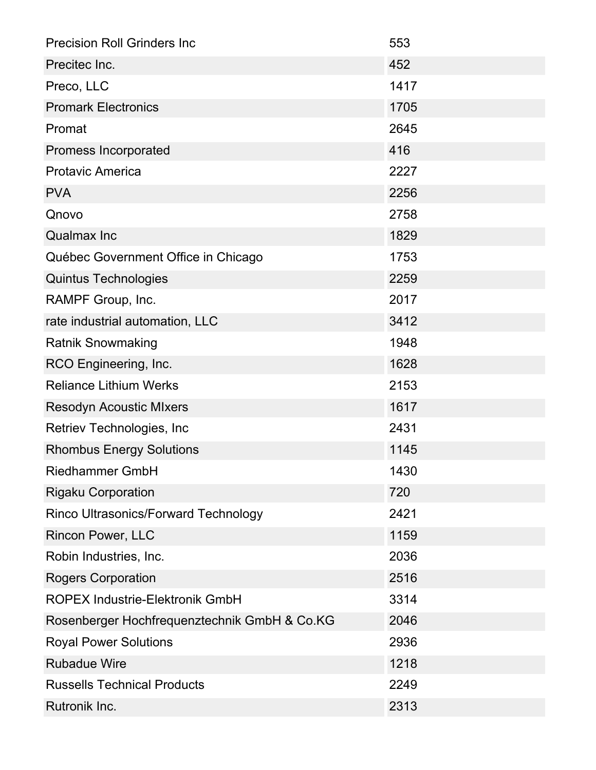| | |
|---|---|
| Precision Roll Grinders Inc | 553 |
| Precitec Inc. | 452 |
| Preco, LLC | 1417 |
| Promark Electronics | 1705 |
| Promat | 2645 |
| Promess Incorporated | 416 |
| Protavic America | 2227 |
| PVA | 2256 |
| Qnovo | 2758 |
| Qualmax Inc | 1829 |
| Québec Government Office in Chicago | 1753 |
| Quintus Technologies | 2259 |
| RAMPF Group, Inc. | 2017 |
| rate industrial automation, LLC | 3412 |
| Ratnik Snowmaking | 1948 |
| RCO Engineering, Inc. | 1628 |
| Reliance Lithium Werks | 2153 |
| Resodyn Acoustic MIxers | 1617 |
| Retriev Technologies, Inc | 2431 |
| Rhombus Energy Solutions | 1145 |
| Riedhammer GmbH | 1430 |
| Rigaku Corporation | 720 |
| Rinco Ultrasonics/Forward Technology | 2421 |
| Rincon Power, LLC | 1159 |
| Robin Industries, Inc. | 2036 |
| Rogers Corporation | 2516 |
| ROPEX Industrie-Elektronik GmbH | 3314 |
| Rosenberger Hochfrequenztechnik GmbH & Co.KG | 2046 |
| Royal Power Solutions | 2936 |
| Rubadue Wire | 1218 |
| Russells Technical Products | 2249 |
| Rutronik Inc. | 2313 |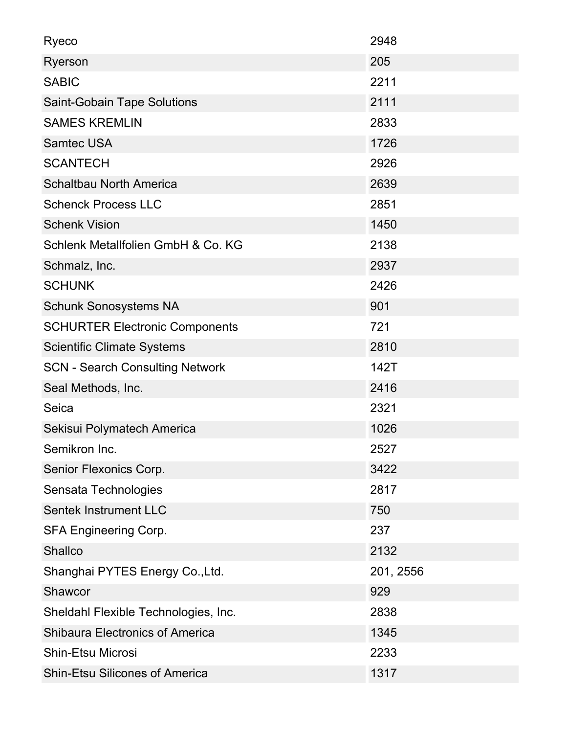| | |
|---|---|
| Ryeco | 2948 |
| Ryerson | 205 |
| SABIC | 2211 |
| Saint-Gobain Tape Solutions | 2111 |
| SAMES KREMLIN | 2833 |
| Samtec USA | 1726 |
| SCANTECH | 2926 |
| Schaltbau North America | 2639 |
| Schenck Process LLC | 2851 |
| Schenk Vision | 1450 |
| Schlenk Metallfolien GmbH & Co. KG | 2138 |
| Schmalz, Inc. | 2937 |
| SCHUNK | 2426 |
| Schunk Sonosystems NA | 901 |
| SCHURTER Electronic Components | 721 |
| Scientific Climate Systems | 2810 |
| SCN - Search Consulting Network | 142T |
| Seal Methods, Inc. | 2416 |
| Seica | 2321 |
| Sekisui Polymatech America | 1026 |
| Semikron Inc. | 2527 |
| Senior Flexonics Corp. | 3422 |
| Sensata Technologies | 2817 |
| Sentek Instrument LLC | 750 |
| SFA Engineering Corp. | 237 |
| Shallco | 2132 |
| Shanghai PYTES Energy Co.,Ltd. | 201, 2556 |
| Shawcor | 929 |
| Sheldahl Flexible Technologies, Inc. | 2838 |
| Shibaura Electronics of America | 1345 |
| Shin-Etsu Microsi | 2233 |
| Shin-Etsu Silicones of America | 1317 |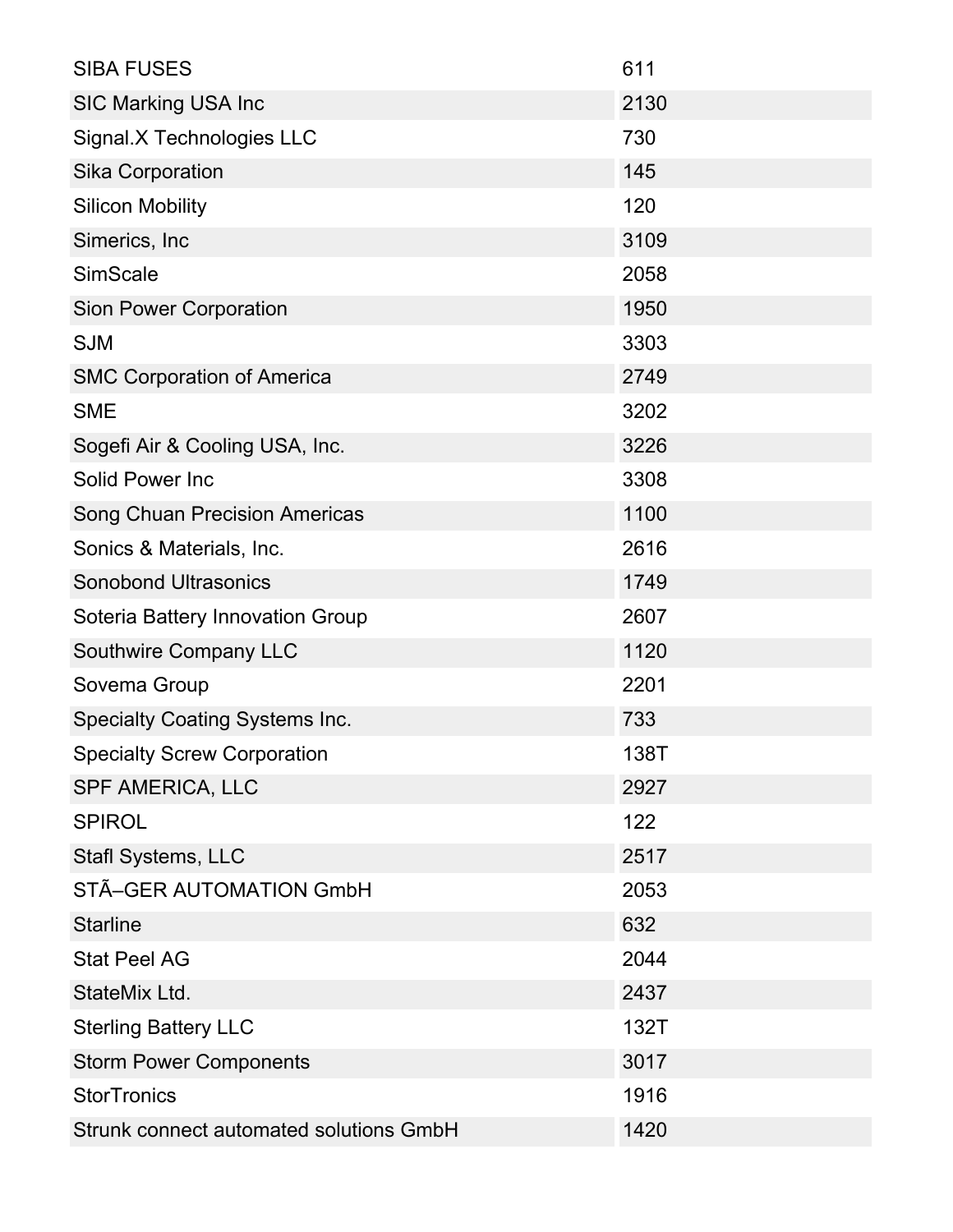| | |
|---|---|
| SIBA FUSES | 611 |
| SIC Marking USA Inc | 2130 |
| Signal.X Technologies LLC | 730 |
| Sika Corporation | 145 |
| Silicon Mobility | 120 |
| Simerics, Inc | 3109 |
| SimScale | 2058 |
| Sion Power Corporation | 1950 |
| SJM | 3303 |
| SMC Corporation of America | 2749 |
| SME | 3202 |
| Sogefi Air & Cooling USA, Inc. | 3226 |
| Solid Power Inc | 3308 |
| Song Chuan Precision Americas | 1100 |
| Sonics & Materials, Inc. | 2616 |
| Sonobond Ultrasonics | 1749 |
| Soteria Battery Innovation Group | 2607 |
| Southwire Company LLC | 1120 |
| Sovema Group | 2201 |
| Specialty Coating Systems Inc. | 733 |
| Specialty Screw Corporation | 138T |
| SPF AMERICA, LLC | 2927 |
| SPIROL | 122 |
| Stafl Systems, LLC | 2517 |
| STÃ–GER AUTOMATION GmbH | 2053 |
| Starline | 632 |
| Stat Peel AG | 2044 |
| StateMix Ltd. | 2437 |
| Sterling Battery LLC | 132T |
| Storm Power Components | 3017 |
| StorTronics | 1916 |
| Strunk connect automated solutions GmbH | 1420 |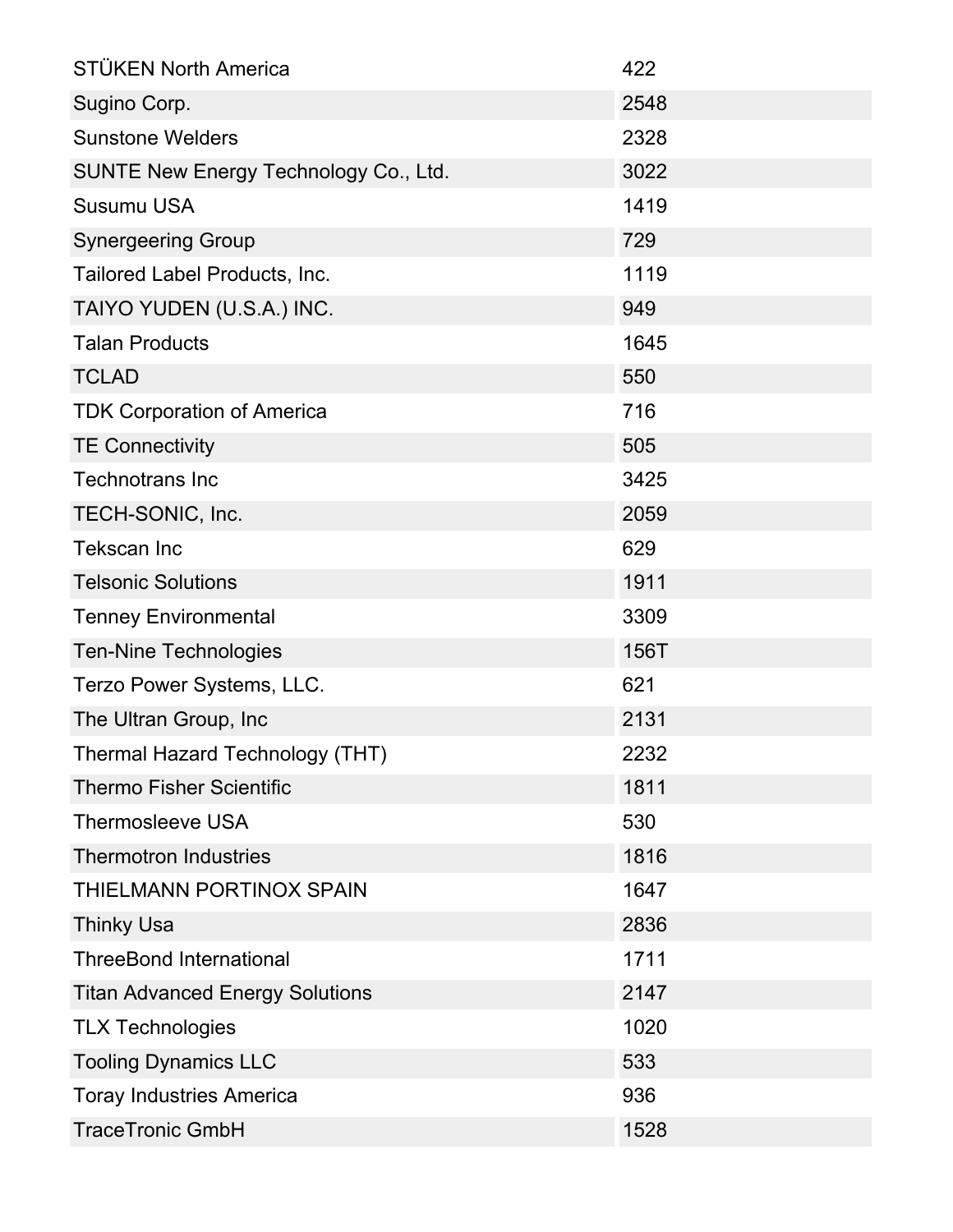| | |
|---|---|
| STÜKEN North America | 422 |
| Sugino Corp. | 2548 |
| Sunstone Welders | 2328 |
| SUNTE New Energy Technology Co., Ltd. | 3022 |
| Susumu USA | 1419 |
| Synergeering Group | 729 |
| Tailored Label Products, Inc. | 1119 |
| TAIYO YUDEN (U.S.A.) INC. | 949 |
| Talan Products | 1645 |
| TCLAD | 550 |
| TDK Corporation of America | 716 |
| TE Connectivity | 505 |
| Technotrans Inc | 3425 |
| TECH-SONIC, Inc. | 2059 |
| Tekscan Inc | 629 |
| Telsonic Solutions | 1911 |
| Tenney Environmental | 3309 |
| Ten-Nine Technologies | 156T |
| Terzo Power Systems, LLC. | 621 |
| The Ultran Group, Inc | 2131 |
| Thermal Hazard Technology (THT) | 2232 |
| Thermo Fisher Scientific | 1811 |
| Thermosleeve USA | 530 |
| Thermotron Industries | 1816 |
| THIELMANN PORTINOX SPAIN | 1647 |
| Thinky Usa | 2836 |
| ThreeBond International | 1711 |
| Titan Advanced Energy Solutions | 2147 |
| TLX Technologies | 1020 |
| Tooling Dynamics LLC | 533 |
| Toray Industries America | 936 |
| TraceTronic GmbH | 1528 |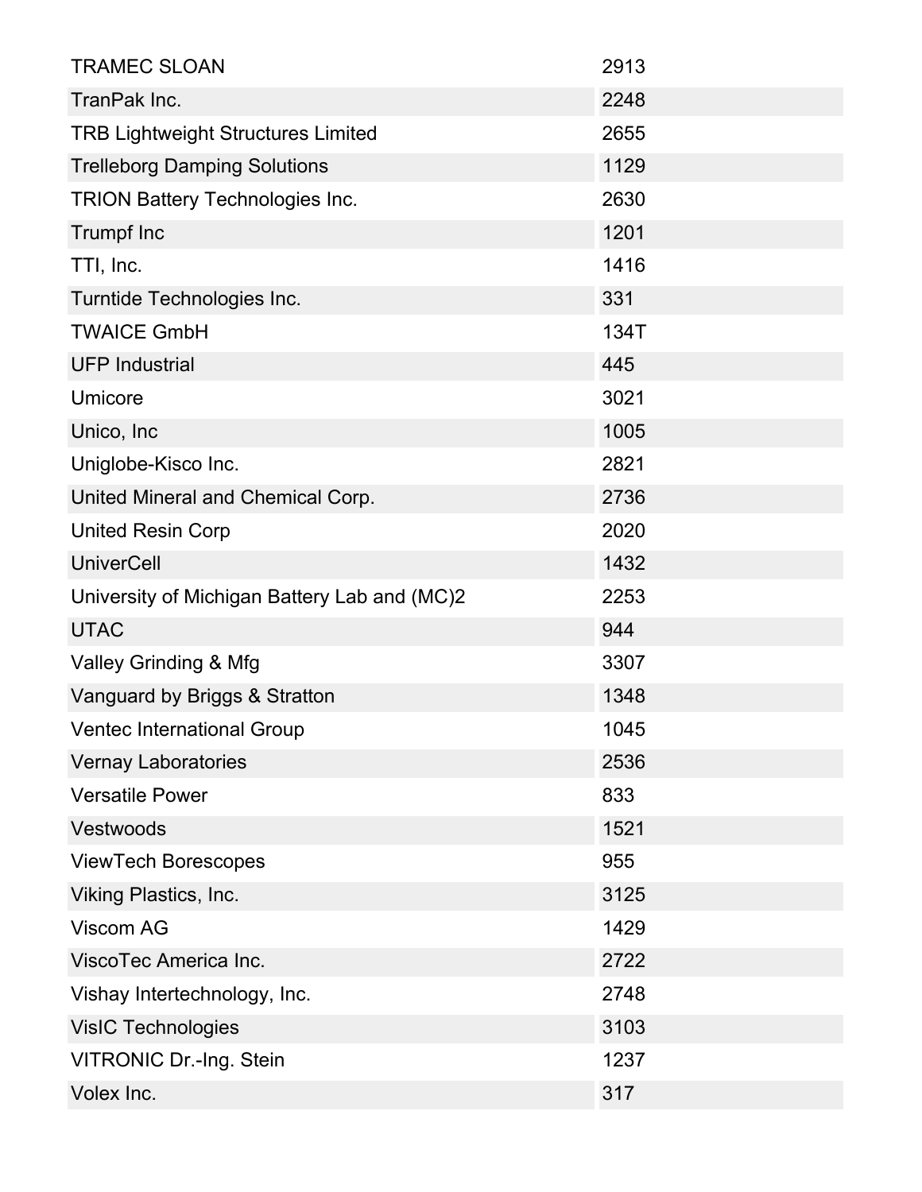| | |
|---|---|
| TRAMEC SLOAN | 2913 |
| TranPak Inc. | 2248 |
| TRB Lightweight Structures Limited | 2655 |
| Trelleborg Damping Solutions | 1129 |
| TRION Battery Technologies Inc. | 2630 |
| Trumpf Inc | 1201 |
| TTI, Inc. | 1416 |
| Turntide Technologies Inc. | 331 |
| TWAICE GmbH | 134T |
| UFP Industrial | 445 |
| Umicore | 3021 |
| Unico, Inc | 1005 |
| Uniglobe-Kisco Inc. | 2821 |
| United Mineral and Chemical Corp. | 2736 |
| United Resin Corp | 2020 |
| UniverCell | 1432 |
| University of Michigan Battery Lab and (MC)2 | 2253 |
| UTAC | 944 |
| Valley Grinding & Mfg | 3307 |
| Vanguard by Briggs & Stratton | 1348 |
| Ventec International Group | 1045 |
| Vernay Laboratories | 2536 |
| Versatile Power | 833 |
| Vestwoods | 1521 |
| ViewTech Borescopes | 955 |
| Viking Plastics, Inc. | 3125 |
| Viscom AG | 1429 |
| ViscoTec America Inc. | 2722 |
| Vishay Intertechnology, Inc. | 2748 |
| VisIC Technologies | 3103 |
| VITRONIC Dr.-Ing. Stein | 1237 |
| Volex Inc. | 317 |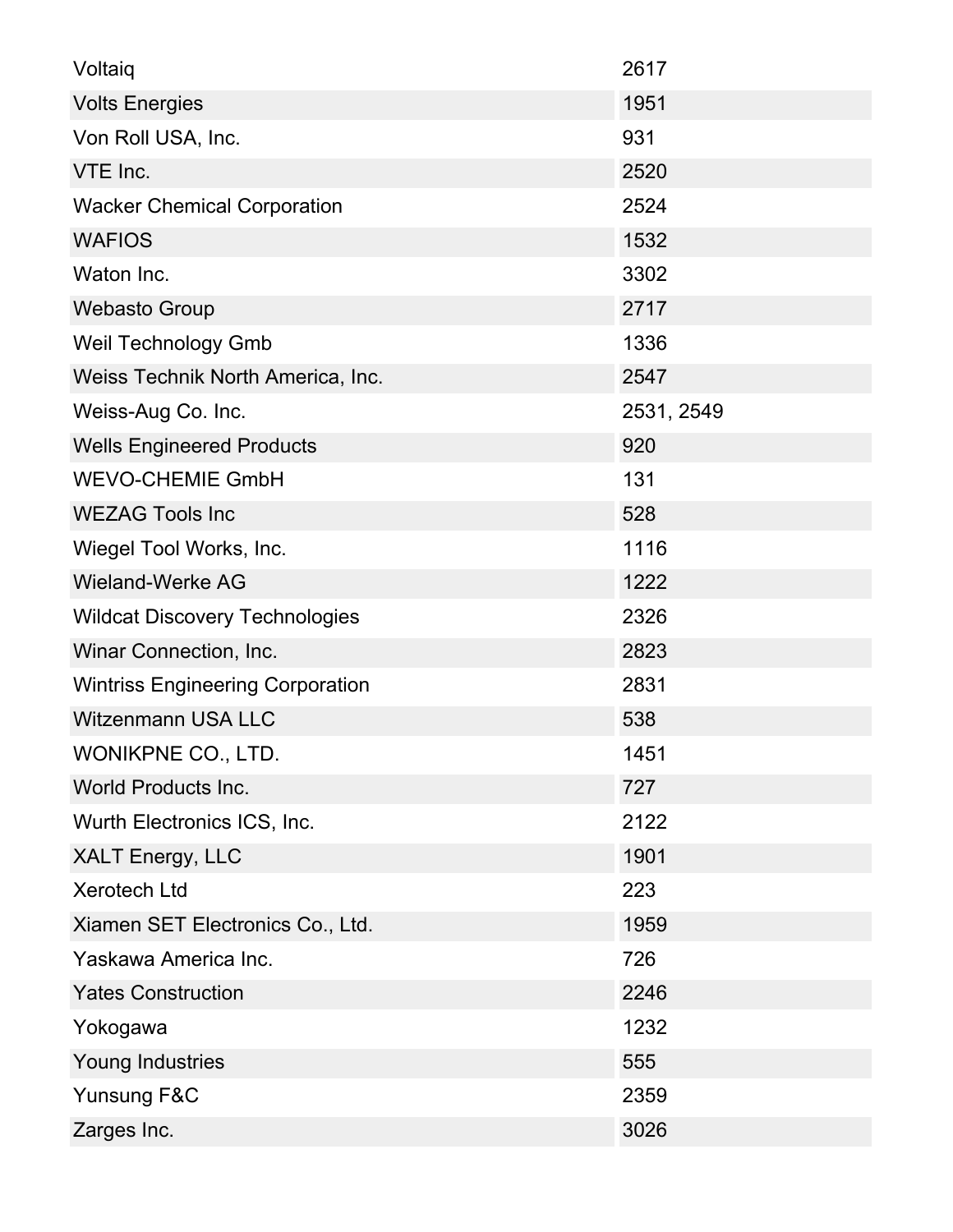| | |
|---|---|
| Voltaiq | 2617 |
| Volts Energies | 1951 |
| Von Roll USA, Inc. | 931 |
| VTE Inc. | 2520 |
| Wacker Chemical Corporation | 2524 |
| WAFIOS | 1532 |
| Waton Inc. | 3302 |
| Webasto Group | 2717 |
| Weil Technology Gmb | 1336 |
| Weiss Technik North America, Inc. | 2547 |
| Weiss-Aug Co. Inc. | 2531, 2549 |
| Wells Engineered Products | 920 |
| WEVO-CHEMIE GmbH | 131 |
| WEZAG Tools Inc | 528 |
| Wiegel Tool Works, Inc. | 1116 |
| Wieland-Werke AG | 1222 |
| Wildcat Discovery Technologies | 2326 |
| Winar Connection, Inc. | 2823 |
| Wintriss Engineering Corporation | 2831 |
| Witzenmann USA LLC | 538 |
| WONIKPNE CO., LTD. | 1451 |
| World Products Inc. | 727 |
| Wurth Electronics ICS, Inc. | 2122 |
| XALT Energy, LLC | 1901 |
| Xerotech Ltd | 223 |
| Xiamen SET Electronics Co., Ltd. | 1959 |
| Yaskawa America Inc. | 726 |
| Yates Construction | 2246 |
| Yokogawa | 1232 |
| Young Industries | 555 |
| Yunsung F&C | 2359 |
| Zarges Inc. | 3026 |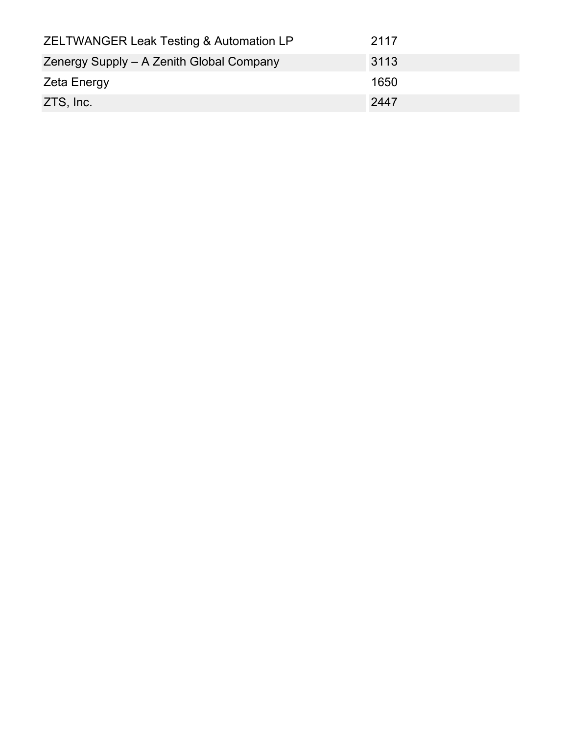| | |
|---|---|
| ZELTWANGER Leak Testing & Automation LP | 2117 |
| Zenergy Supply – A Zenith Global Company | 3113 |
| Zeta Energy | 1650 |
| ZTS, Inc. | 2447 |